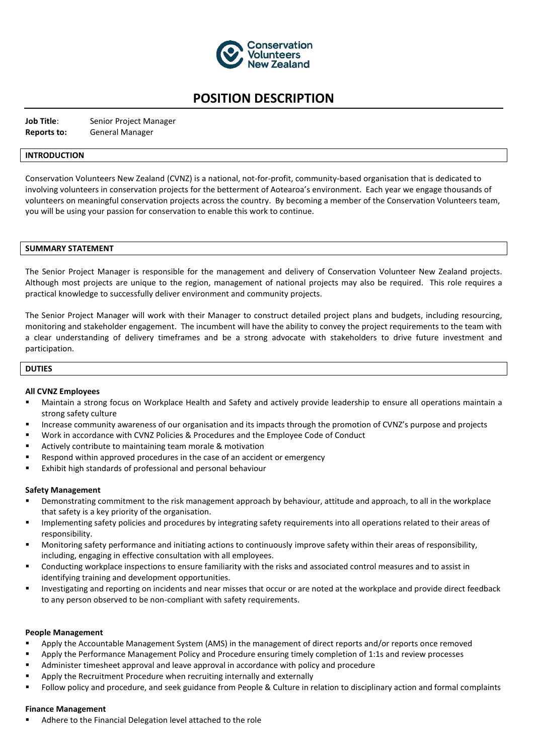# POSITION DESCRIPTION

**Job Title**: Senior Project Manager
**Reports to:** General Manager

## INTRODUCTION

Conservation Volunteers New Zealand (CVNZ) is a national, not-for-profit, community-based organisation that is dedicated to involving volunteers in conservation projects for the betterment of Aotearoa's environment. Each year we engage thousands of volunteers on meaningful conservation projects across the country. By becoming a member of the Conservation Volunteers team, you will be using your passion for conservation to enable this work to continue.

## SUMMARY STATEMENT

The Senior Project Manager is responsible for the management and delivery of Conservation Volunteer New Zealand projects. Although most projects are unique to the region, management of national projects may also be required. This role requires a practical knowledge to successfully deliver environment and community projects.

The Senior Project Manager will work with their Manager to construct detailed project plans and budgets, including resourcing, monitoring and stakeholder engagement. The incumbent will have the ability to convey the project requirements to the team with a clear understanding of delivery timeframes and be a strong advocate with stakeholders to drive future investment and participation.

## DUTIES

### All CVNZ Employees

- Maintain a strong focus on Workplace Health and Safety and actively provide leadership to ensure all operations maintain a strong safety culture
- Increase community awareness of our organisation and its impacts through the promotion of CVNZ's purpose and projects
- Work in accordance with CVNZ Policies & Procedures and the Employee Code of Conduct
- Actively contribute to maintaining team morale & motivation
- Respond within approved procedures in the case of an accident or emergency
- Exhibit high standards of professional and personal behaviour

### Safety Management

- Demonstrating commitment to the risk management approach by behaviour, attitude and approach, to all in the workplace that safety is a key priority of the organisation.
- Implementing safety policies and procedures by integrating safety requirements into all operations related to their areas of responsibility.
- Monitoring safety performance and initiating actions to continuously improve safety within their areas of responsibility, including, engaging in effective consultation with all employees.
- Conducting workplace inspections to ensure familiarity with the risks and associated control measures and to assist in identifying training and development opportunities.
- Investigating and reporting on incidents and near misses that occur or are noted at the workplace and provide direct feedback to any person observed to be non-compliant with safety requirements.

### People Management

- Apply the Accountable Management System (AMS) in the management of direct reports and/or reports once removed
- Apply the Performance Management Policy and Procedure ensuring timely completion of 1:1s and review processes
- Administer timesheet approval and leave approval in accordance with policy and procedure
- Apply the Recruitment Procedure when recruiting internally and externally
- Follow policy and procedure, and seek guidance from People & Culture in relation to disciplinary action and formal complaints

### Finance Management

- Adhere to the Financial Delegation level attached to the role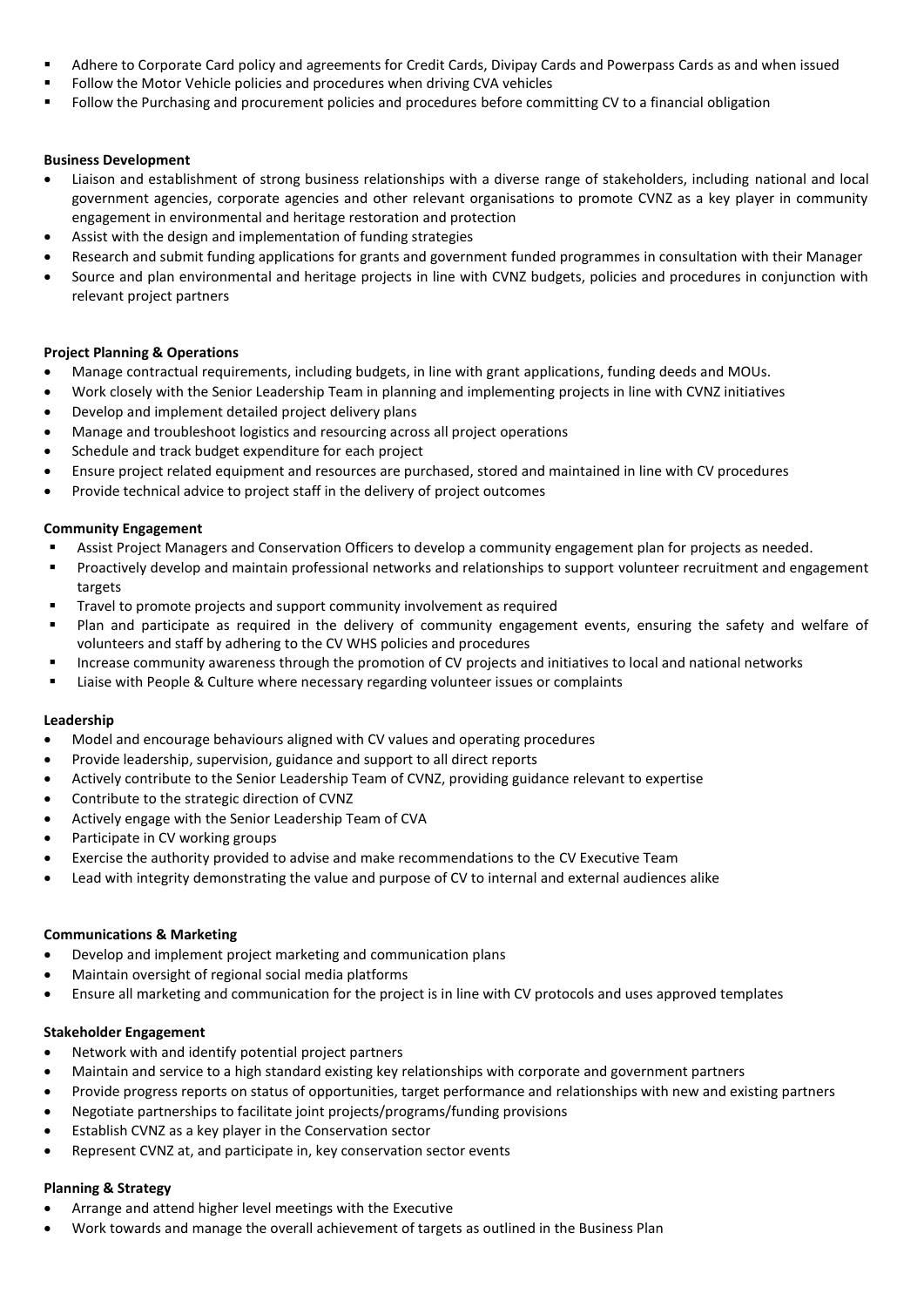- Adhere to Corporate Card policy and agreements for Credit Cards, Divipay Cards and Powerpass Cards as and when issued
- Follow the Motor Vehicle policies and procedures when driving CVA vehicles
- Follow the Purchasing and procurement policies and procedures before committing CV to a financial obligation

**Business Development**

- Liaison and establishment of strong business relationships with a diverse range of stakeholders, including national and local government agencies, corporate agencies and other relevant organisations to promote CVNZ as a key player in community engagement in environmental and heritage restoration and protection
- Assist with the design and implementation of funding strategies
- Research and submit funding applications for grants and government funded programmes in consultation with their Manager
- Source and plan environmental and heritage projects in line with CVNZ budgets, policies and procedures in conjunction with relevant project partners

**Project Planning & Operations**

- Manage contractual requirements, including budgets, in line with grant applications, funding deeds and MOUs.
- Work closely with the Senior Leadership Team in planning and implementing projects in line with CVNZ initiatives
- Develop and implement detailed project delivery plans
- Manage and troubleshoot logistics and resourcing across all project operations
- Schedule and track budget expenditure for each project
- Ensure project related equipment and resources are purchased, stored and maintained in line with CV procedures
- Provide technical advice to project staff in the delivery of project outcomes

**Community Engagement**

- Assist Project Managers and Conservation Officers to develop a community engagement plan for projects as needed.
- Proactively develop and maintain professional networks and relationships to support volunteer recruitment and engagement targets
- Travel to promote projects and support community involvement as required
- Plan and participate as required in the delivery of community engagement events, ensuring the safety and welfare of volunteers and staff by adhering to the CV WHS policies and procedures
- Increase community awareness through the promotion of CV projects and initiatives to local and national networks
- Liaise with People & Culture where necessary regarding volunteer issues or complaints

**Leadership**

- Model and encourage behaviours aligned with CV values and operating procedures
- Provide leadership, supervision, guidance and support to all direct reports
- Actively contribute to the Senior Leadership Team of CVNZ, providing guidance relevant to expertise
- Contribute to the strategic direction of CVNZ
- Actively engage with the Senior Leadership Team of CVA
- Participate in CV working groups
- Exercise the authority provided to advise and make recommendations to the CV Executive Team
- Lead with integrity demonstrating the value and purpose of CV to internal and external audiences alike

**Communications & Marketing**

- Develop and implement project marketing and communication plans
- Maintain oversight of regional social media platforms
- Ensure all marketing and communication for the project is in line with CV protocols and uses approved templates

**Stakeholder Engagement**

- Network with and identify potential project partners
- Maintain and service to a high standard existing key relationships with corporate and government partners
- Provide progress reports on status of opportunities, target performance and relationships with new and existing partners
- Negotiate partnerships to facilitate joint projects/programs/funding provisions
- Establish CVNZ as a key player in the Conservation sector
- Represent CVNZ at, and participate in, key conservation sector events

**Planning & Strategy**

- Arrange and attend higher level meetings with the Executive
- Work towards and manage the overall achievement of targets as outlined in the Business Plan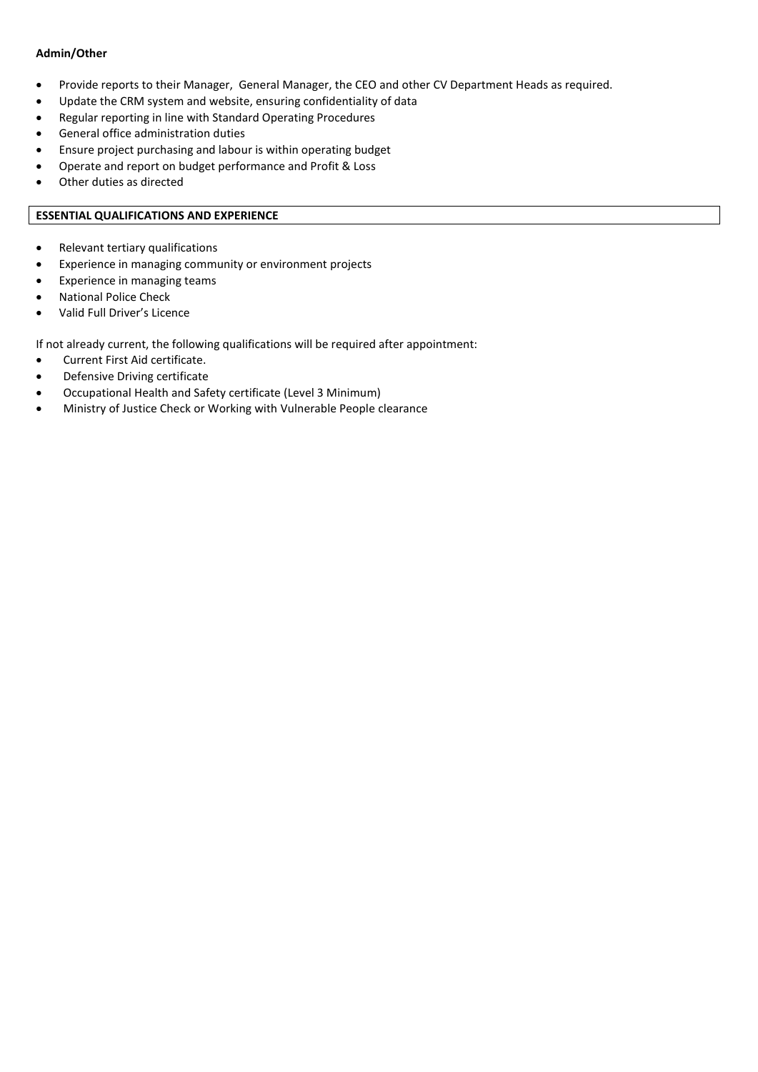**Admin/Other**

- Provide reports to their Manager, General Manager, the CEO and other CV Department Heads as required.
- Update the CRM system and website, ensuring confidentiality of data
- Regular reporting in line with Standard Operating Procedures
- General office administration duties
- Ensure project purchasing and labour is within operating budget
- Operate and report on budget performance and Profit & Loss
- Other duties as directed

**ESSENTIAL QUALIFICATIONS AND EXPERIENCE**

- Relevant tertiary qualifications
- Experience in managing community or environment projects
- Experience in managing teams
- National Police Check
- Valid Full Driver's Licence

If not already current, the following qualifications will be required after appointment:

- Current First Aid certificate.
- Defensive Driving certificate
- Occupational Health and Safety certificate (Level 3 Minimum)
- Ministry of Justice Check or Working with Vulnerable People clearance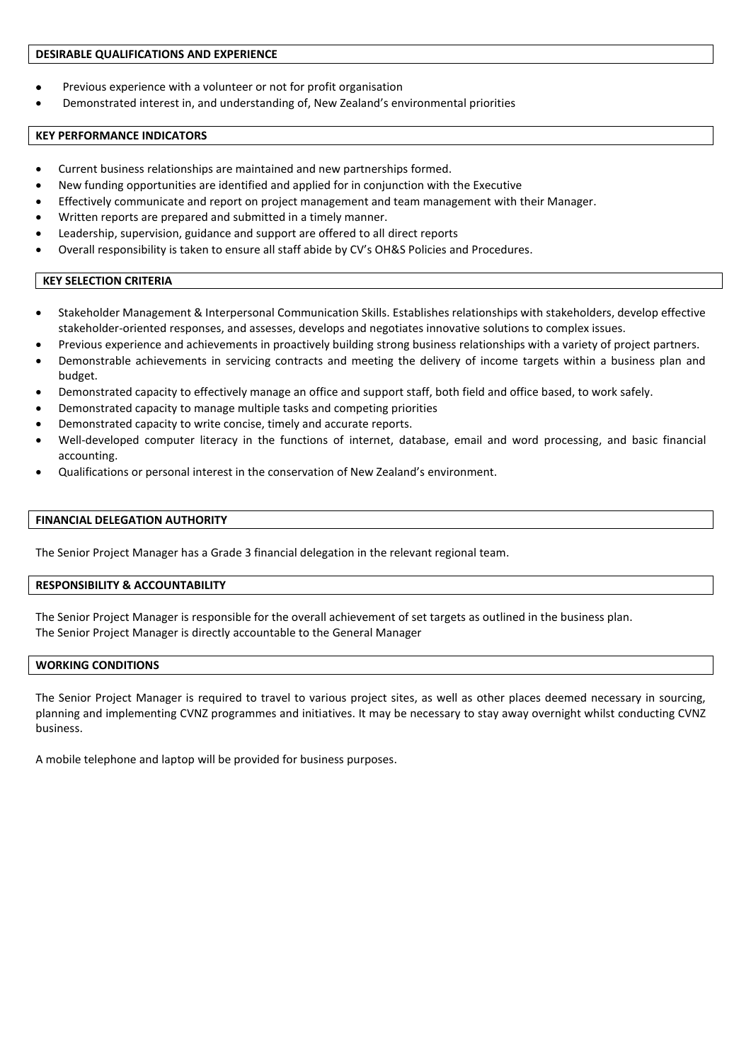## DESIRABLE QUALIFICATIONS AND EXPERIENCE

- Previous experience with a volunteer or not for profit organisation
- Demonstrated interest in, and understanding of, New Zealand's environmental priorities

## KEY PERFORMANCE INDICATORS

- Current business relationships are maintained and new partnerships formed.
- New funding opportunities are identified and applied for in conjunction with the Executive
- Effectively communicate and report on project management and team management with their Manager.
- Written reports are prepared and submitted in a timely manner.
- Leadership, supervision, guidance and support are offered to all direct reports
- Overall responsibility is taken to ensure all staff abide by CV's OH&S Policies and Procedures.

## KEY SELECTION CRITERIA

- Stakeholder Management & Interpersonal Communication Skills. Establishes relationships with stakeholders, develop effective stakeholder-oriented responses, and assesses, develops and negotiates innovative solutions to complex issues.
- Previous experience and achievements in proactively building strong business relationships with a variety of project partners.
- Demonstrable achievements in servicing contracts and meeting the delivery of income targets within a business plan and budget.
- Demonstrated capacity to effectively manage an office and support staff, both field and office based, to work safely.
- Demonstrated capacity to manage multiple tasks and competing priorities
- Demonstrated capacity to write concise, timely and accurate reports.
- Well-developed computer literacy in the functions of internet, database, email and word processing, and basic financial accounting.
- Qualifications or personal interest in the conservation of New Zealand's environment.

## FINANCIAL DELEGATION AUTHORITY

The Senior Project Manager has a Grade 3 financial delegation in the relevant regional team.

## RESPONSIBILITY & ACCOUNTABILITY

The Senior Project Manager is responsible for the overall achievement of set targets as outlined in the business plan.
The Senior Project Manager is directly accountable to the General Manager

## WORKING CONDITIONS

The Senior Project Manager is required to travel to various project sites, as well as other places deemed necessary in sourcing, planning and implementing CVNZ programmes and initiatives. It may be necessary to stay away overnight whilst conducting CVNZ business.

A mobile telephone and laptop will be provided for business purposes.